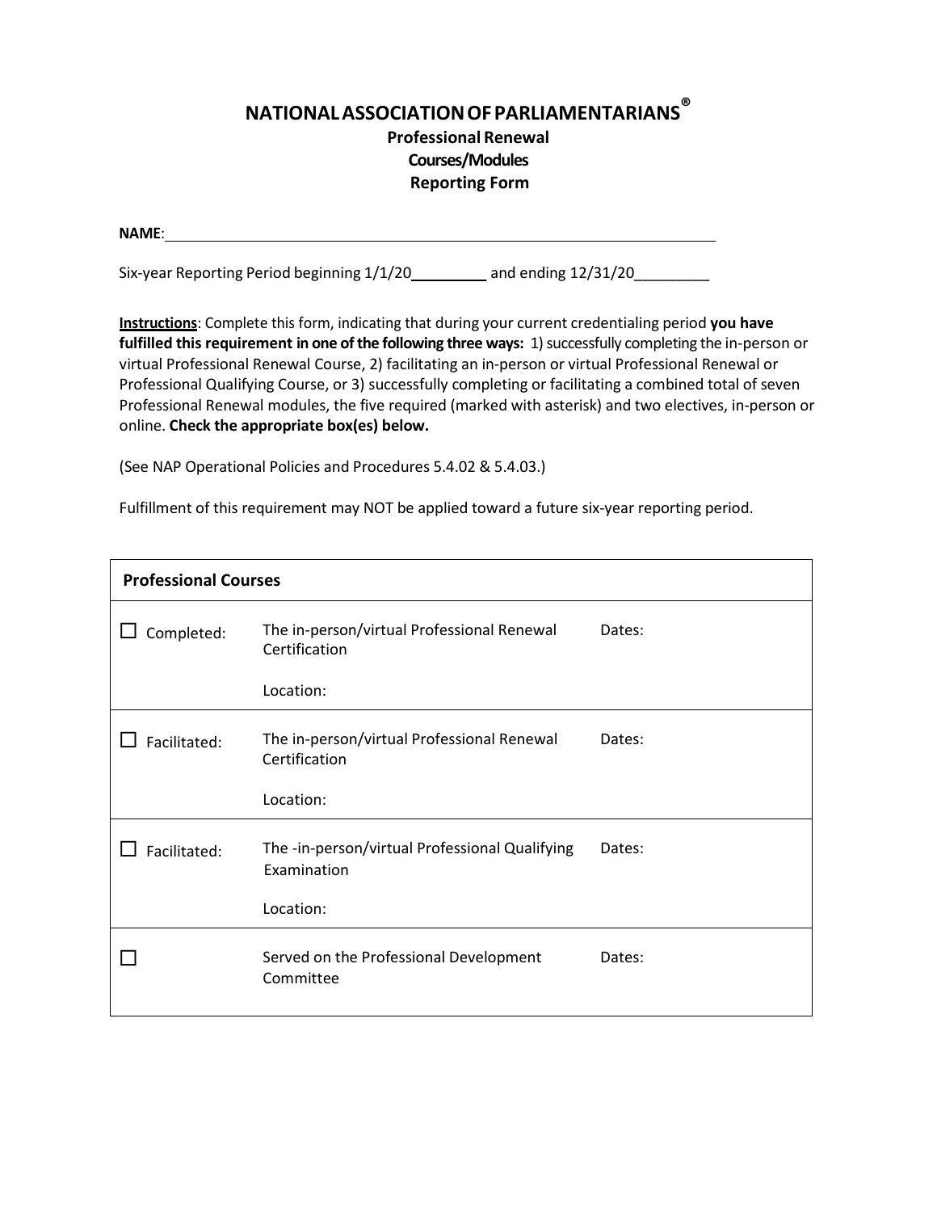# NATIONAL ASSOCIATION OF PARLIAMENTARIANS®

## Professional Renewal
## Courses/Modules
## Reporting Form

**NAME**:\_\_\_\_\_\_\_\_\_\_\_\_\_\_\_\_\_\_\_\_\_\_\_\_\_\_\_\_\_\_\_\_\_\_\_\_\_\_\_\_\_\_\_\_\_\_\_\_\_\_\_\_\_\_\_\_\_\_\_\_\_\_

Six-year Reporting Period beginning 1/1/20\_\_\_\_\_\_\_\_\_ and ending 12/31/20\_\_\_\_\_\_\_\_\_

**Instructions**: Complete this form, indicating that during your current credentialing period **you have fulfilled this requirement in one of the following three ways:** 1) successfully completing the in-person or virtual Professional Renewal Course, 2) facilitating an in-person or virtual Professional Renewal or Professional Qualifying Course, or 3) successfully completing or facilitating a combined total of seven Professional Renewal modules, the five required (marked with asterisk) and two electives, in-person or online. **Check the appropriate box(es) below.**

(See NAP Operational Policies and Procedures 5.4.02 & 5.4.03.)

Fulfillment of this requirement may NOT be applied toward a future six-year reporting period.

| **Professional Courses** | | |
|---|---|---|
| ☐ Completed: | The in-person/virtual Professional Renewal Certification<br><br>Location: | Dates: |
| ☐ Facilitated: | The in-person/virtual Professional Renewal Certification<br><br>Location: | Dates: |
| ☐ Facilitated: | The -in-person/virtual Professional Qualifying Examination<br><br>Location: | Dates: |
| ☐ | Served on the Professional Development Committee | Dates: |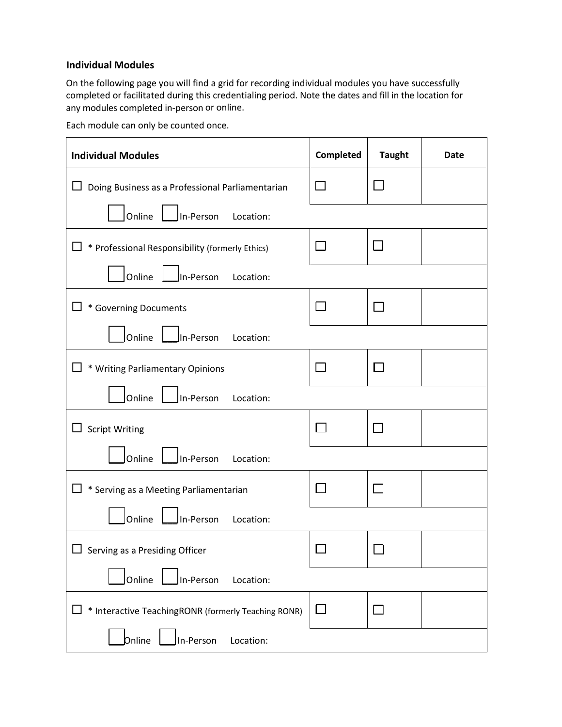### Individual Modules

On the following page you will find a grid for recording individual modules you have successfully completed or facilitated during this credentialing period. Note the dates and fill in the location for any modules completed in-person or online.

Each module can only be counted once.

| Individual Modules | Completed | Taught | Date |
|---|---|---|---|
| ☐ Doing Business as a Professional Parliamentarian | ☐ | ☐ | |
| ☐ Online ☐ In-Person Location: | | | |
| ☐ * Professional Responsibility (formerly Ethics) | ☐ | ☐ | |
| ☐ Online ☐ In-Person Location: | | | |
| ☐ * Governing Documents | ☐ | ☐ | |
| ☐ Online ☐ In-Person Location: | | | |
| ☐ * Writing Parliamentary Opinions | ☐ | ☐ | |
| ☐ Online ☐ In-Person Location: | | | |
| ☐ Script Writing | ☐ | ☐ | |
| ☐ Online ☐ In-Person Location: | | | |
| ☐ * Serving as a Meeting Parliamentarian | ☐ | ☐ | |
| ☐ Online ☐ In-Person Location: | | | |
| ☐ Serving as a Presiding Officer | ☐ | ☐ | |
| ☐ Online ☐ In-Person Location: | | | |
| ☐ * Interactive TeachingRONR (formerly Teaching RONR) | ☐ | ☐ | |
| ☐ Online ☐ In-Person Location: | | | |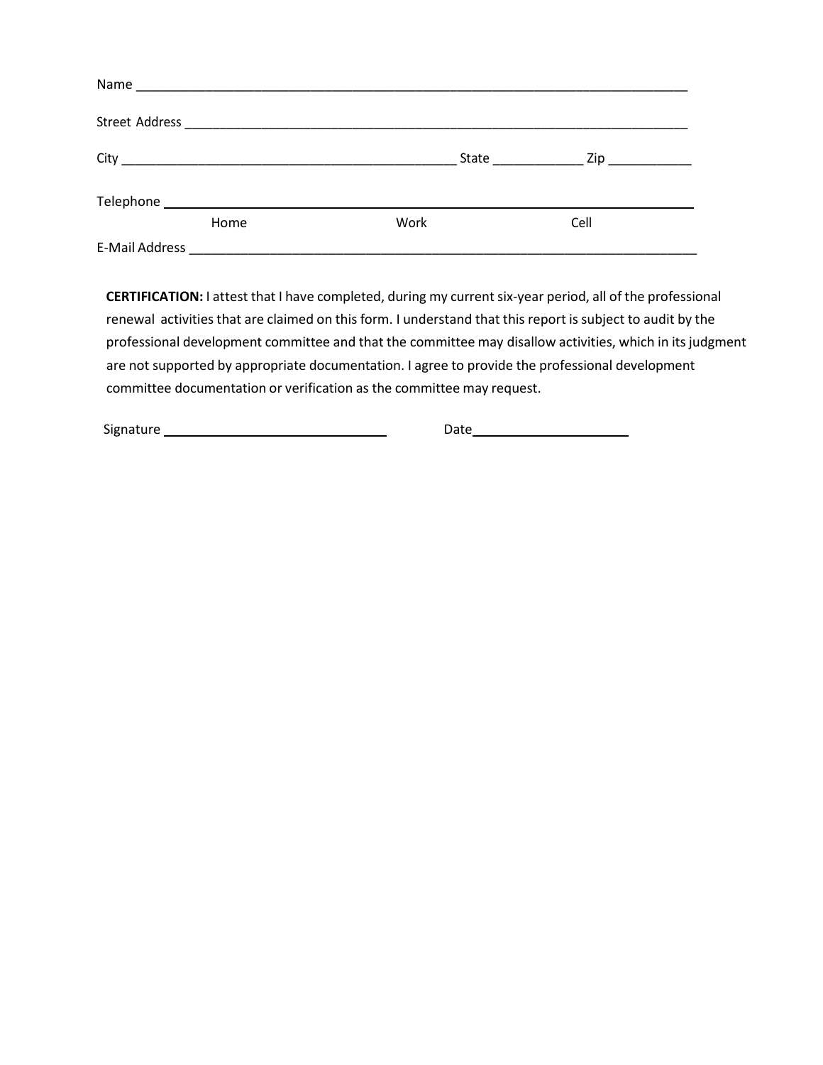Name ___________________________________________________________________________

Street Address ______________________________________________________________________

City ______________________________________________ State ____________ Zip ___________

Telephone ___________________________________________________________________________

Home Work Cell

E-Mail Address _______________________________________________________________________

**CERTIFICATION:** I attest that I have completed, during my current six-year period, all of the professional renewal activities that are claimed on this form. I understand that this report is subject to audit by the professional development committee and that the committee may disallow activities, which in its judgment are not supported by appropriate documentation. I agree to provide the professional development committee documentation or verification as the committee may request.

Signature ______________________________ Date______________________